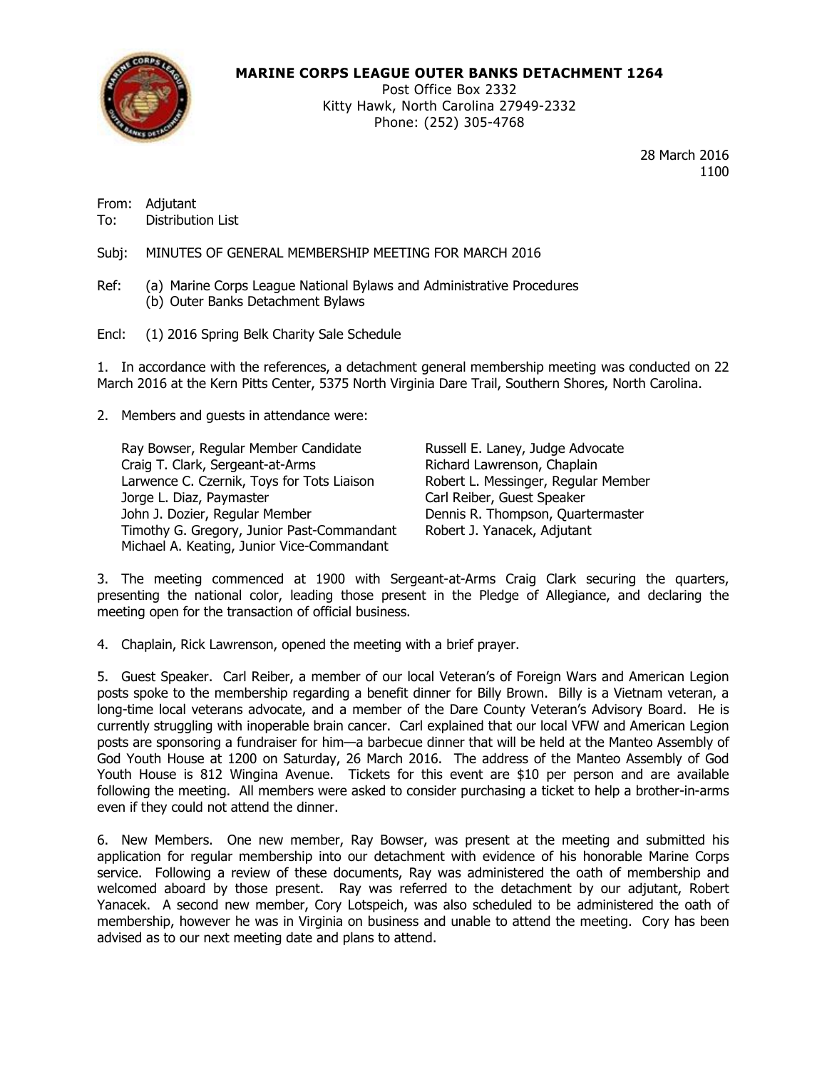**MARINE CORPS LEAGUE OUTER BANKS DETACHMENT 1264**
Post Office Box 2332
Kitty Hawk, North Carolina 27949-2332
Phone: (252) 305-4768

28 March 2016
1100

From: Adjutant
To: Distribution List

Subj: MINUTES OF GENERAL MEMBERSHIP MEETING FOR MARCH 2016

Ref: (a) Marine Corps League National Bylaws and Administrative Procedures
(b) Outer Banks Detachment Bylaws

Encl: (1) 2016 Spring Belk Charity Sale Schedule

1. In accordance with the references, a detachment general membership meeting was conducted on 22 March 2016 at the Kern Pitts Center, 5375 North Virginia Dare Trail, Southern Shores, North Carolina.

2. Members and guests in attendance were:

Ray Bowser, Regular Member Candidate
Craig T. Clark, Sergeant-at-Arms
Larwence C. Czernik, Toys for Tots Liaison
Jorge L. Diaz, Paymaster
John J. Dozier, Regular Member
Timothy G. Gregory, Junior Past-Commandant
Michael A. Keating, Junior Vice-Commandant
Russell E. Laney, Judge Advocate
Richard Lawrenson, Chaplain
Robert L. Messinger, Regular Member
Carl Reiber, Guest Speaker
Dennis R. Thompson, Quartermaster
Robert J. Yanacek, Adjutant

3. The meeting commenced at 1900 with Sergeant-at-Arms Craig Clark securing the quarters, presenting the national color, leading those present in the Pledge of Allegiance, and declaring the meeting open for the transaction of official business.

4. Chaplain, Rick Lawrenson, opened the meeting with a brief prayer.

5. Guest Speaker. Carl Reiber, a member of our local Veteran's of Foreign Wars and American Legion posts spoke to the membership regarding a benefit dinner for Billy Brown. Billy is a Vietnam veteran, a long-time local veterans advocate, and a member of the Dare County Veteran's Advisory Board. He is currently struggling with inoperable brain cancer. Carl explained that our local VFW and American Legion posts are sponsoring a fundraiser for him—a barbecue dinner that will be held at the Manteo Assembly of God Youth House at 1200 on Saturday, 26 March 2016. The address of the Manteo Assembly of God Youth House is 812 Wingina Avenue. Tickets for this event are $10 per person and are available following the meeting. All members were asked to consider purchasing a ticket to help a brother-in-arms even if they could not attend the dinner.

6. New Members. One new member, Ray Bowser, was present at the meeting and submitted his application for regular membership into our detachment with evidence of his honorable Marine Corps service. Following a review of these documents, Ray was administered the oath of membership and welcomed aboard by those present. Ray was referred to the detachment by our adjutant, Robert Yanacek. A second new member, Cory Lotspeich, was also scheduled to be administered the oath of membership, however he was in Virginia on business and unable to attend the meeting. Cory has been advised as to our next meeting date and plans to attend.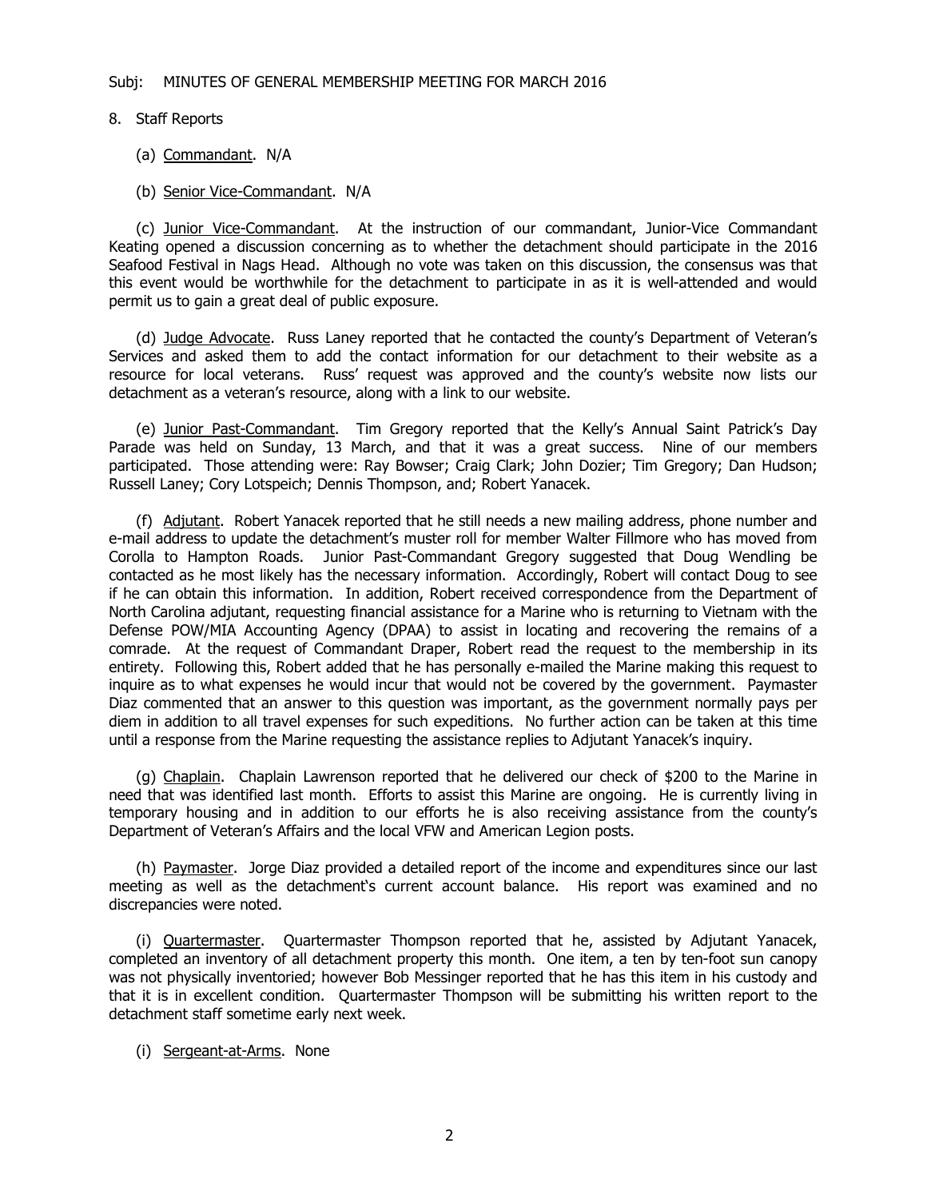Subj: MINUTES OF GENERAL MEMBERSHIP MEETING FOR MARCH 2016

8. Staff Reports

(a) Commandant. N/A

(b) Senior Vice-Commandant. N/A

(c) Junior Vice-Commandant. At the instruction of our commandant, Junior-Vice Commandant Keating opened a discussion concerning as to whether the detachment should participate in the 2016 Seafood Festival in Nags Head. Although no vote was taken on this discussion, the consensus was that this event would be worthwhile for the detachment to participate in as it is well-attended and would permit us to gain a great deal of public exposure.

(d) Judge Advocate. Russ Laney reported that he contacted the county's Department of Veteran's Services and asked them to add the contact information for our detachment to their website as a resource for local veterans. Russ' request was approved and the county's website now lists our detachment as a veteran's resource, along with a link to our website.

(e) Junior Past-Commandant. Tim Gregory reported that the Kelly's Annual Saint Patrick's Day Parade was held on Sunday, 13 March, and that it was a great success. Nine of our members participated. Those attending were: Ray Bowser; Craig Clark; John Dozier; Tim Gregory; Dan Hudson; Russell Laney; Cory Lotspeich; Dennis Thompson, and; Robert Yanacek.

(f) Adjutant. Robert Yanacek reported that he still needs a new mailing address, phone number and e-mail address to update the detachment's muster roll for member Walter Fillmore who has moved from Corolla to Hampton Roads. Junior Past-Commandant Gregory suggested that Doug Wendling be contacted as he most likely has the necessary information. Accordingly, Robert will contact Doug to see if he can obtain this information. In addition, Robert received correspondence from the Department of North Carolina adjutant, requesting financial assistance for a Marine who is returning to Vietnam with the Defense POW/MIA Accounting Agency (DPAA) to assist in locating and recovering the remains of a comrade. At the request of Commandant Draper, Robert read the request to the membership in its entirety. Following this, Robert added that he has personally e-mailed the Marine making this request to inquire as to what expenses he would incur that would not be covered by the government. Paymaster Diaz commented that an answer to this question was important, as the government normally pays per diem in addition to all travel expenses for such expeditions. No further action can be taken at this time until a response from the Marine requesting the assistance replies to Adjutant Yanacek's inquiry.

(g) Chaplain. Chaplain Lawrenson reported that he delivered our check of $200 to the Marine in need that was identified last month. Efforts to assist this Marine are ongoing. He is currently living in temporary housing and in addition to our efforts he is also receiving assistance from the county's Department of Veteran's Affairs and the local VFW and American Legion posts.

(h) Paymaster. Jorge Diaz provided a detailed report of the income and expenditures since our last meeting as well as the detachment's current account balance. His report was examined and no discrepancies were noted.

(i) Quartermaster. Quartermaster Thompson reported that he, assisted by Adjutant Yanacek, completed an inventory of all detachment property this month. One item, a ten by ten-foot sun canopy was not physically inventoried; however Bob Messinger reported that he has this item in his custody and that it is in excellent condition. Quartermaster Thompson will be submitting his written report to the detachment staff sometime early next week.

(i) Sergeant-at-Arms. None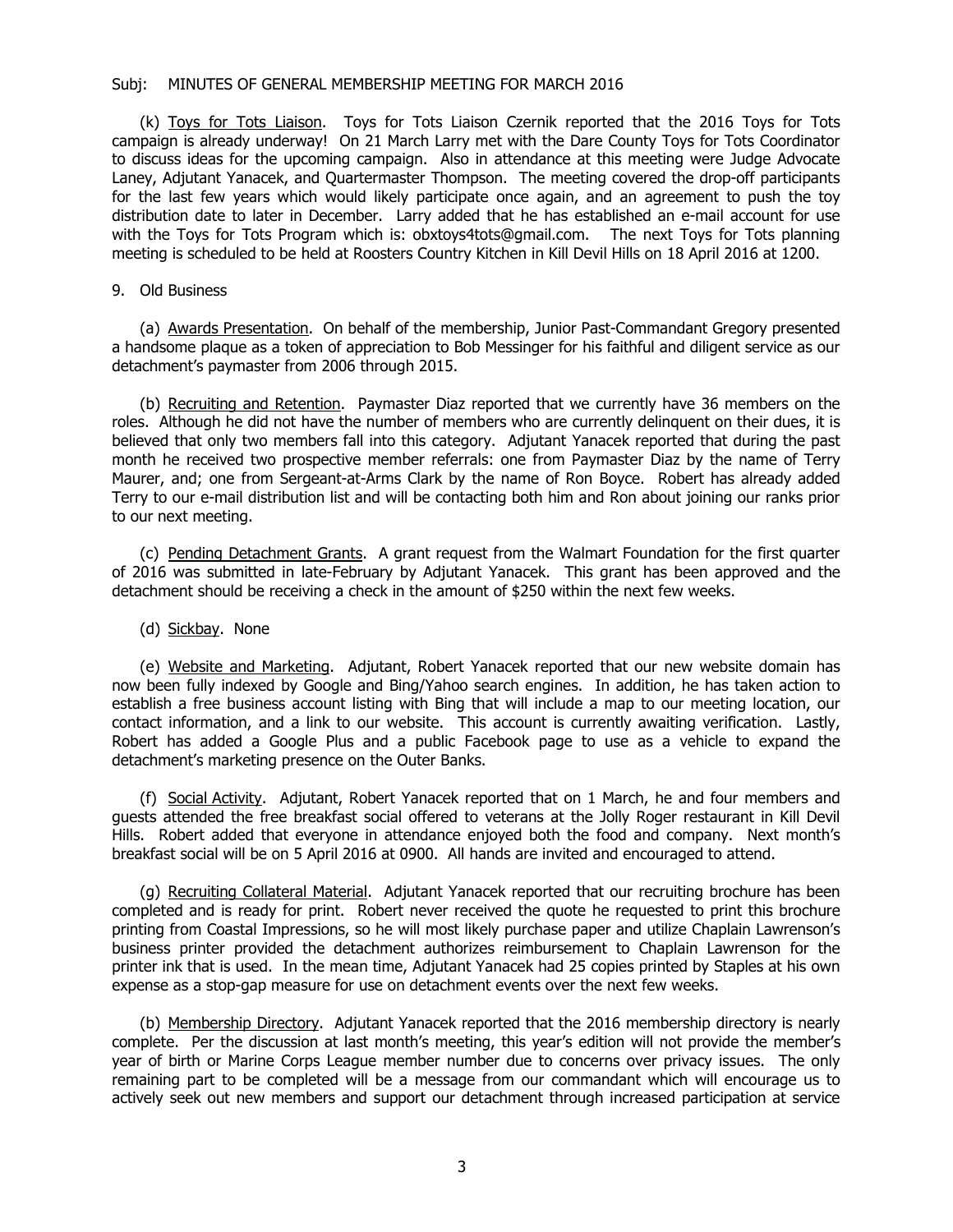Subj: MINUTES OF GENERAL MEMBERSHIP MEETING FOR MARCH 2016

(k) Toys for Tots Liaison. Toys for Tots Liaison Czernik reported that the 2016 Toys for Tots campaign is already underway! On 21 March Larry met with the Dare County Toys for Tots Coordinator to discuss ideas for the upcoming campaign. Also in attendance at this meeting were Judge Advocate Laney, Adjutant Yanacek, and Quartermaster Thompson. The meeting covered the drop-off participants for the last few years which would likely participate once again, and an agreement to push the toy distribution date to later in December. Larry added that he has established an e-mail account for use with the Toys for Tots Program which is: obxtoys4tots@gmail.com. The next Toys for Tots planning meeting is scheduled to be held at Roosters Country Kitchen in Kill Devil Hills on 18 April 2016 at 1200.

9. Old Business

(a) Awards Presentation. On behalf of the membership, Junior Past-Commandant Gregory presented a handsome plaque as a token of appreciation to Bob Messinger for his faithful and diligent service as our detachment's paymaster from 2006 through 2015.

(b) Recruiting and Retention. Paymaster Diaz reported that we currently have 36 members on the roles. Although he did not have the number of members who are currently delinquent on their dues, it is believed that only two members fall into this category. Adjutant Yanacek reported that during the past month he received two prospective member referrals: one from Paymaster Diaz by the name of Terry Maurer, and; one from Sergeant-at-Arms Clark by the name of Ron Boyce. Robert has already added Terry to our e-mail distribution list and will be contacting both him and Ron about joining our ranks prior to our next meeting.

(c) Pending Detachment Grants. A grant request from the Walmart Foundation for the first quarter of 2016 was submitted in late-February by Adjutant Yanacek. This grant has been approved and the detachment should be receiving a check in the amount of $250 within the next few weeks.

(d) Sickbay. None

(e) Website and Marketing. Adjutant, Robert Yanacek reported that our new website domain has now been fully indexed by Google and Bing/Yahoo search engines. In addition, he has taken action to establish a free business account listing with Bing that will include a map to our meeting location, our contact information, and a link to our website. This account is currently awaiting verification. Lastly, Robert has added a Google Plus and a public Facebook page to use as a vehicle to expand the detachment's marketing presence on the Outer Banks.

(f) Social Activity. Adjutant, Robert Yanacek reported that on 1 March, he and four members and guests attended the free breakfast social offered to veterans at the Jolly Roger restaurant in Kill Devil Hills. Robert added that everyone in attendance enjoyed both the food and company. Next month's breakfast social will be on 5 April 2016 at 0900. All hands are invited and encouraged to attend.

(g) Recruiting Collateral Material. Adjutant Yanacek reported that our recruiting brochure has been completed and is ready for print. Robert never received the quote he requested to print this brochure printing from Coastal Impressions, so he will most likely purchase paper and utilize Chaplain Lawrenson's business printer provided the detachment authorizes reimbursement to Chaplain Lawrenson for the printer ink that is used. In the mean time, Adjutant Yanacek had 25 copies printed by Staples at his own expense as a stop-gap measure for use on detachment events over the next few weeks.

(b) Membership Directory. Adjutant Yanacek reported that the 2016 membership directory is nearly complete. Per the discussion at last month's meeting, this year's edition will not provide the member's year of birth or Marine Corps League member number due to concerns over privacy issues. The only remaining part to be completed will be a message from our commandant which will encourage us to actively seek out new members and support our detachment through increased participation at service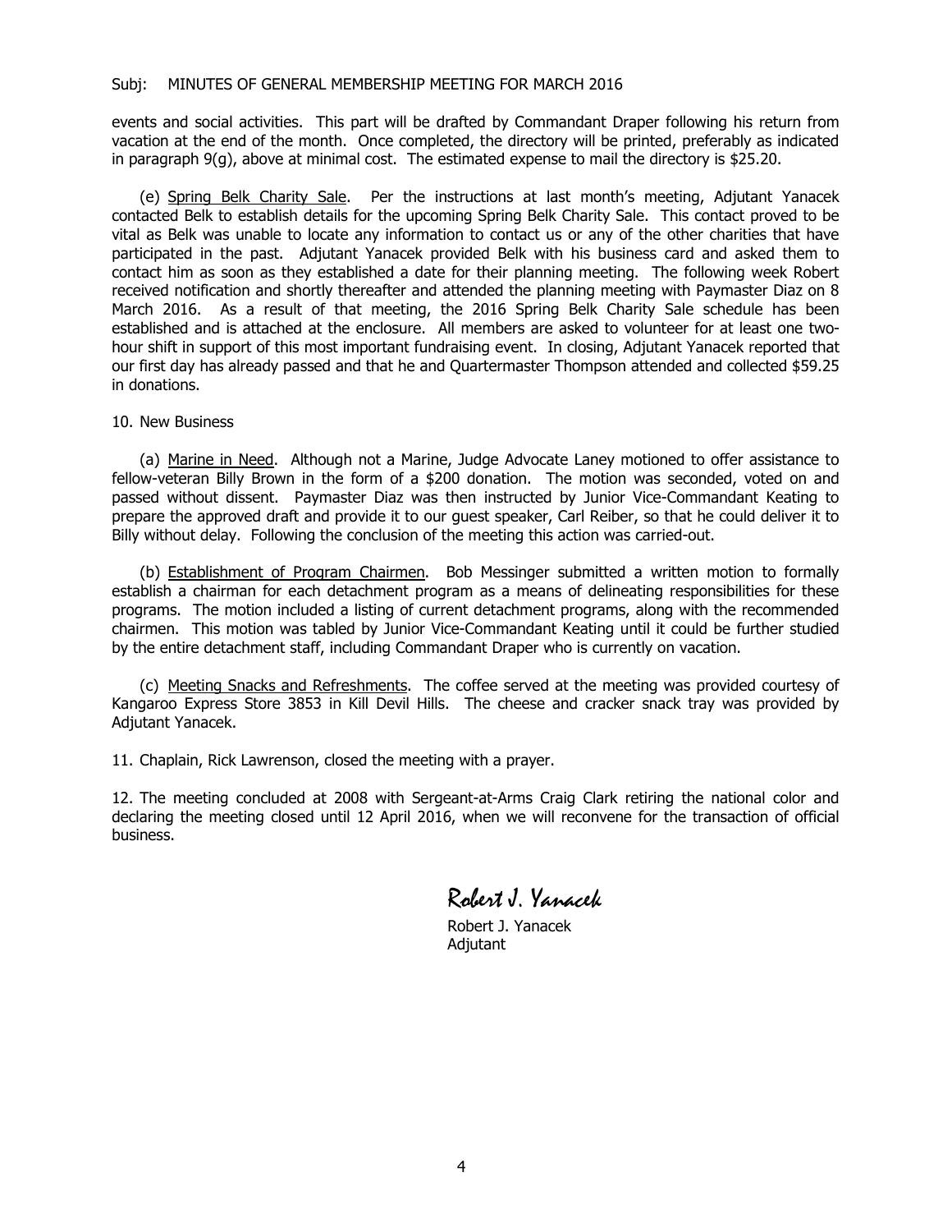events and social activities. This part will be drafted by Commandant Draper following his return from vacation at the end of the month. Once completed, the directory will be printed, preferably as indicated in paragraph 9(g), above at minimal cost. The estimated expense to mail the directory is $25.20.

(e) Spring Belk Charity Sale. Per the instructions at last month's meeting, Adjutant Yanacek contacted Belk to establish details for the upcoming Spring Belk Charity Sale. This contact proved to be vital as Belk was unable to locate any information to contact us or any of the other charities that have participated in the past. Adjutant Yanacek provided Belk with his business card and asked them to contact him as soon as they established a date for their planning meeting. The following week Robert received notification and shortly thereafter and attended the planning meeting with Paymaster Diaz on 8 March 2016. As a result of that meeting, the 2016 Spring Belk Charity Sale schedule has been established and is attached at the enclosure. All members are asked to volunteer for at least one two-hour shift in support of this most important fundraising event. In closing, Adjutant Yanacek reported that our first day has already passed and that he and Quartermaster Thompson attended and collected $59.25 in donations.

10. New Business

(a) Marine in Need. Although not a Marine, Judge Advocate Laney motioned to offer assistance to fellow-veteran Billy Brown in the form of a $200 donation. The motion was seconded, voted on and passed without dissent. Paymaster Diaz was then instructed by Junior Vice-Commandant Keating to prepare the approved draft and provide it to our guest speaker, Carl Reiber, so that he could deliver it to Billy without delay. Following the conclusion of the meeting this action was carried-out.

(b) Establishment of Program Chairmen. Bob Messinger submitted a written motion to formally establish a chairman for each detachment program as a means of delineating responsibilities for these programs. The motion included a listing of current detachment programs, along with the recommended chairmen. This motion was tabled by Junior Vice-Commandant Keating until it could be further studied by the entire detachment staff, including Commandant Draper who is currently on vacation.

(c) Meeting Snacks and Refreshments. The coffee served at the meeting was provided courtesy of Kangaroo Express Store 3853 in Kill Devil Hills. The cheese and cracker snack tray was provided by Adjutant Yanacek.

11. Chaplain, Rick Lawrenson, closed the meeting with a prayer.

12. The meeting concluded at 2008 with Sergeant-at-Arms Craig Clark retiring the national color and declaring the meeting closed until 12 April 2016, when we will reconvene for the transaction of official business.

*Robert J. Yanacek*

Robert J. Yanacek
Adjutant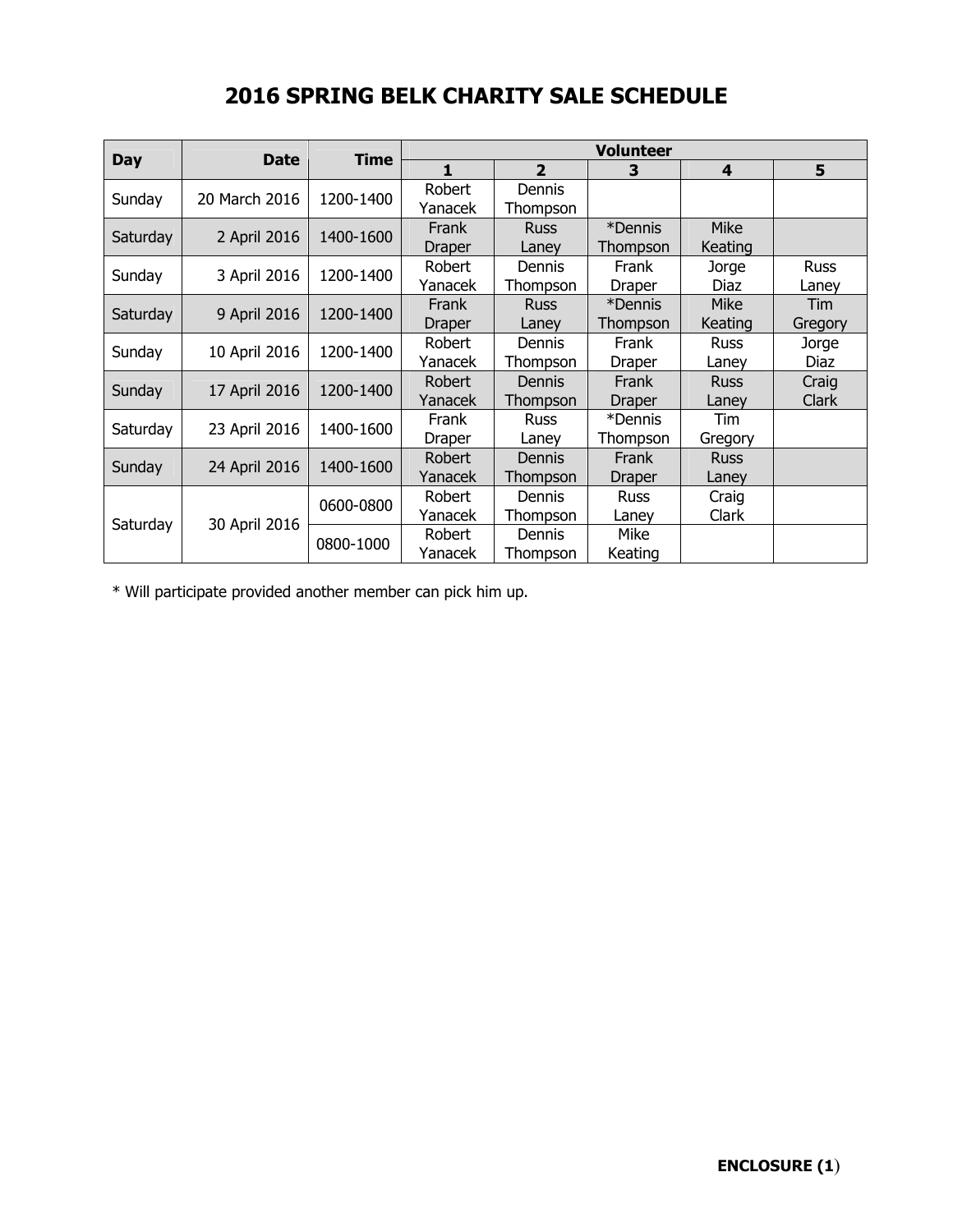# 2016 SPRING BELK CHARITY SALE SCHEDULE

| Day | Date | Time | Volunteer | | | | |
|---|---|---|---|---|---|---|---|
| | | | 1 | 2 | 3 | 4 | 5 |
| Sunday | 20 March 2016 | 1200-1400 | Robert Yanacek | Dennis Thompson | | | |
| Saturday | 2 April 2016 | 1400-1600 | Frank Draper | Russ Laney | *Dennis Thompson | Mike Keating | |
| Sunday | 3 April 2016 | 1200-1400 | Robert Yanacek | Dennis Thompson | Frank Draper | Jorge Diaz | Russ Laney |
| Saturday | 9 April 2016 | 1200-1400 | Frank Draper | Russ Laney | *Dennis Thompson | Mike Keating | Tim Gregory |
| Sunday | 10 April 2016 | 1200-1400 | Robert Yanacek | Dennis Thompson | Frank Draper | Russ Laney | Jorge Diaz |
| Sunday | 17 April 2016 | 1200-1400 | Robert Yanacek | Dennis Thompson | Frank Draper | Russ Laney | Craig Clark |
| Saturday | 23 April 2016 | 1400-1600 | Frank Draper | Russ Laney | *Dennis Thompson | Tim Gregory | |
| Sunday | 24 April 2016 | 1400-1600 | Robert Yanacek | Dennis Thompson | Frank Draper | Russ Laney | |
| Saturday | 30 April 2016 | 0600-0800 | Robert Yanacek | Dennis Thompson | Russ Laney | Craig Clark | |
| | | 0800-1000 | Robert Yanacek | Dennis Thompson | Mike Keating | | |

* Will participate provided another member can pick him up.

**ENCLOSURE (1)**